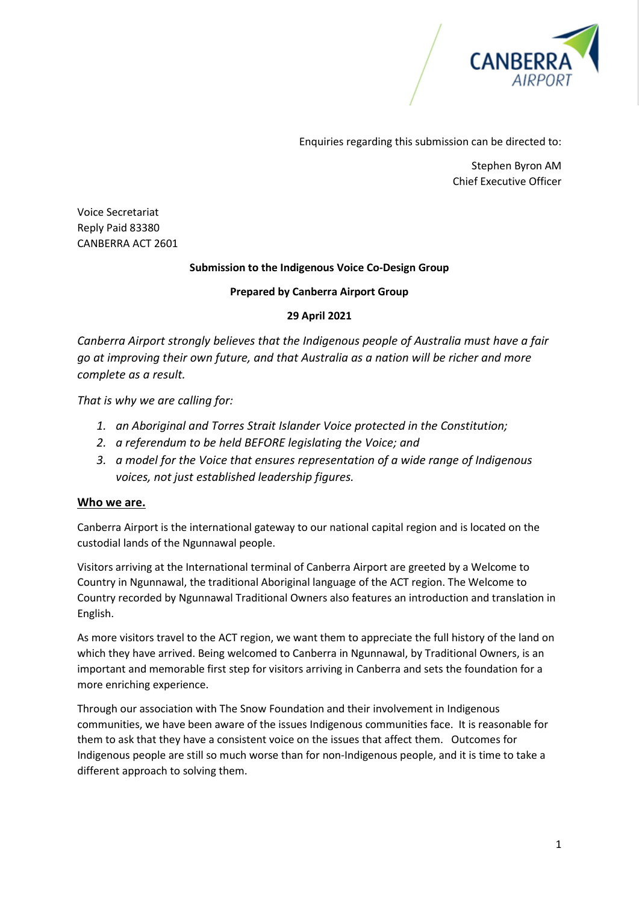Enquiries regarding this submission can be directed to:

Stephen Byron AM
Chief Executive Officer

Voice Secretariat
Reply Paid 83380
CANBERRA ACT 2601

**Submission to the Indigenous Voice Co-Design Group**

**Prepared by Canberra Airport Group**

**29 April 2021**

*Canberra Airport strongly believes that the Indigenous people of Australia must have a fair go at improving their own future, and that Australia as a nation will be richer and more complete as a result.*

*That is why we are calling for:*

1. *an Aboriginal and Torres Strait Islander Voice protected in the Constitution;*
2. *a referendum to be held BEFORE legislating the Voice; and*
3. *a model for the Voice that ensures representation of a wide range of Indigenous voices, not just established leadership figures.*

## Who we are.

Canberra Airport is the international gateway to our national capital region and is located on the custodial lands of the Ngunnawal people.

Visitors arriving at the International terminal of Canberra Airport are greeted by a Welcome to Country in Ngunnawal, the traditional Aboriginal language of the ACT region. The Welcome to Country recorded by Ngunnawal Traditional Owners also features an introduction and translation in English.

As more visitors travel to the ACT region, we want them to appreciate the full history of the land on which they have arrived. Being welcomed to Canberra in Ngunnawal, by Traditional Owners, is an important and memorable first step for visitors arriving in Canberra and sets the foundation for a more enriching experience.

Through our association with The Snow Foundation and their involvement in Indigenous communities, we have been aware of the issues Indigenous communities face. It is reasonable for them to ask that they have a consistent voice on the issues that affect them. Outcomes for Indigenous people are still so much worse than for non-Indigenous people, and it is time to take a different approach to solving them.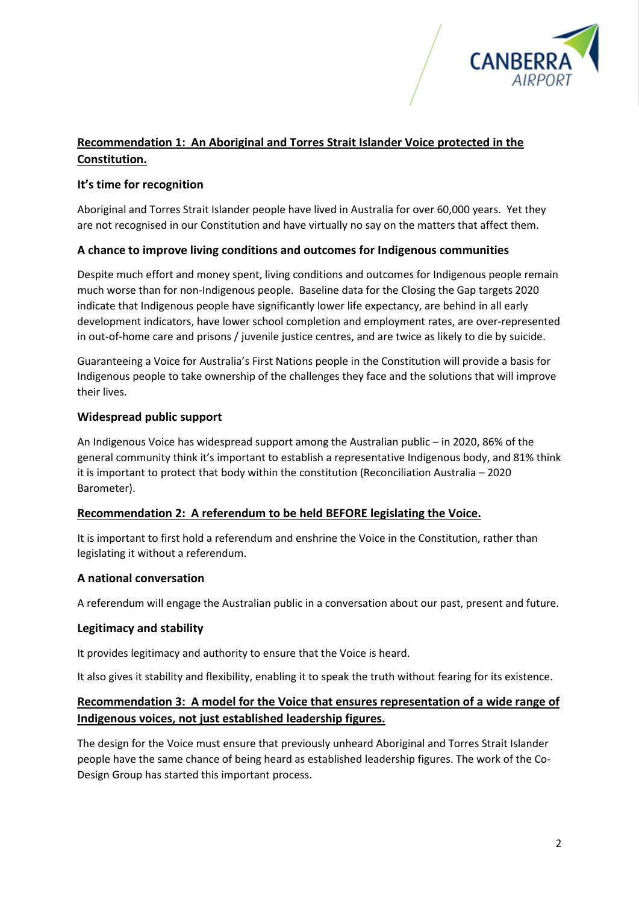## Recommendation 1: An Aboriginal and Torres Strait Islander Voice protected in the Constitution.

### It's time for recognition

Aboriginal and Torres Strait Islander people have lived in Australia for over 60,000 years. Yet they are not recognised in our Constitution and have virtually no say on the matters that affect them.

### A chance to improve living conditions and outcomes for Indigenous communities

Despite much effort and money spent, living conditions and outcomes for Indigenous people remain much worse than for non-Indigenous people. Baseline data for the Closing the Gap targets 2020 indicate that Indigenous people have significantly lower life expectancy, are behind in all early development indicators, have lower school completion and employment rates, are over-represented in out-of-home care and prisons / juvenile justice centres, and are twice as likely to die by suicide.

Guaranteeing a Voice for Australia's First Nations people in the Constitution will provide a basis for Indigenous people to take ownership of the challenges they face and the solutions that will improve their lives.

### Widespread public support

An Indigenous Voice has widespread support among the Australian public – in 2020, 86% of the general community think it's important to establish a representative Indigenous body, and 81% think it is important to protect that body within the constitution (Reconciliation Australia – 2020 Barometer).

## Recommendation 2: A referendum to be held BEFORE legislating the Voice.

It is important to first hold a referendum and enshrine the Voice in the Constitution, rather than legislating it without a referendum.

### A national conversation

A referendum will engage the Australian public in a conversation about our past, present and future.

### Legitimacy and stability

It provides legitimacy and authority to ensure that the Voice is heard.

It also gives it stability and flexibility, enabling it to speak the truth without fearing for its existence.

## Recommendation 3: A model for the Voice that ensures representation of a wide range of Indigenous voices, not just established leadership figures.

The design for the Voice must ensure that previously unheard Aboriginal and Torres Strait Islander people have the same chance of being heard as established leadership figures. The work of the Co-Design Group has started this important process.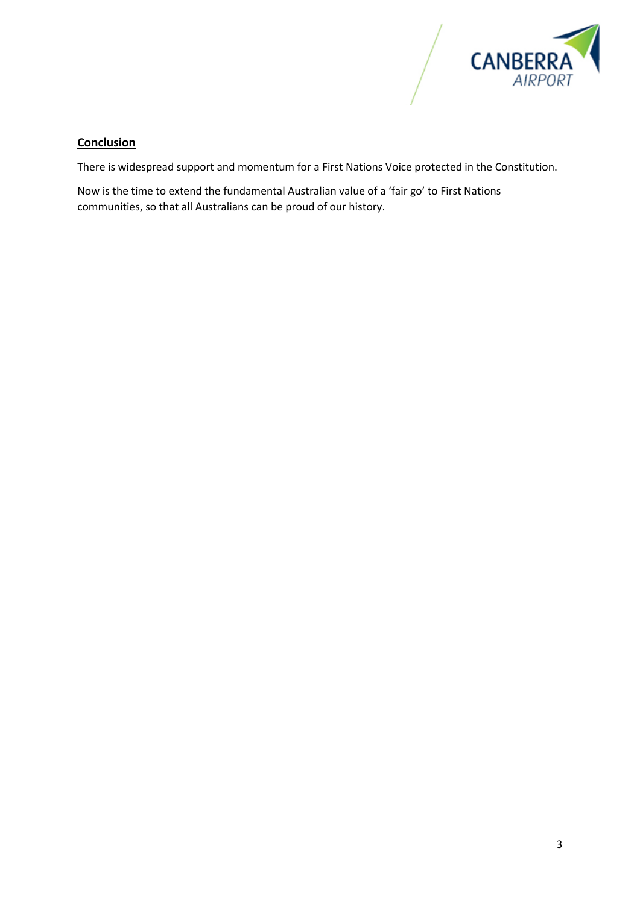## Conclusion

There is widespread support and momentum for a First Nations Voice protected in the Constitution.

Now is the time to extend the fundamental Australian value of a 'fair go' to First Nations communities, so that all Australians can be proud of our history.